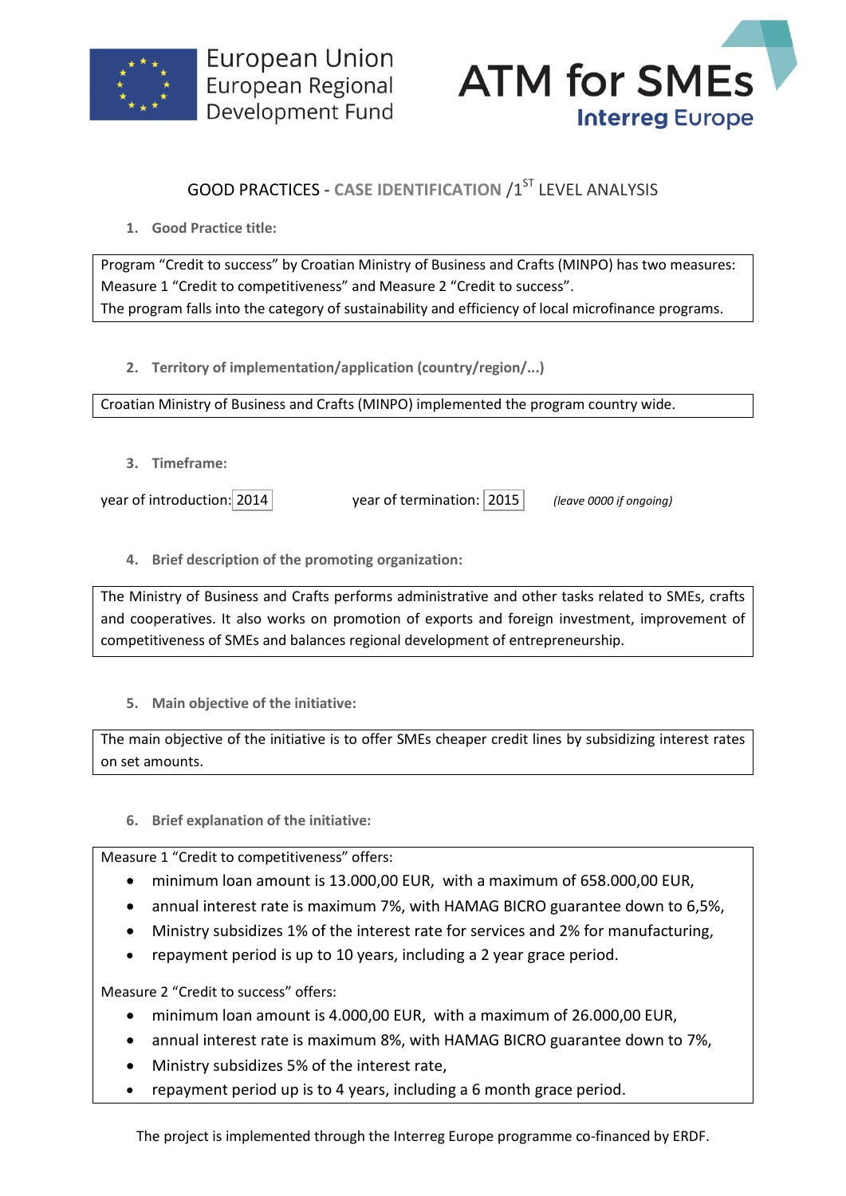European Union
European Regional
Development Fund

ATM for SMEs
Interreg Europe

# GOOD PRACTICES - CASE IDENTIFICATION /1ST LEVEL ANALYSIS

## 1. Good Practice title:

Program "Credit to success" by Croatian Ministry of Business and Crafts (MINPO) has two measures: Measure 1 "Credit to competitiveness" and Measure 2 "Credit to success".
The program falls into the category of sustainability and efficiency of local microfinance programs.

## 2. Territory of implementation/application (country/region/...)

Croatian Ministry of Business and Crafts (MINPO) implemented the program country wide.

## 3. Timeframe:

year of introduction: 2014 year of termination: 2015 *(leave 0000 if ongoing)*

## 4. Brief description of the promoting organization:

The Ministry of Business and Crafts performs administrative and other tasks related to SMEs, crafts and cooperatives. It also works on promotion of exports and foreign investment, improvement of competitiveness of SMEs and balances regional development of entrepreneurship.

## 5. Main objective of the initiative:

The main objective of the initiative is to offer SMEs cheaper credit lines by subsidizing interest rates on set amounts.

## 6. Brief explanation of the initiative:

Measure 1 "Credit to competitiveness" offers:

- minimum loan amount is 13.000,00 EUR, with a maximum of 658.000,00 EUR,
- annual interest rate is maximum 7%, with HAMAG BICRO guarantee down to 6,5%,
- Ministry subsidizes 1% of the interest rate for services and 2% for manufacturing,
- repayment period is up to 10 years, including a 2 year grace period.

Measure 2 "Credit to success" offers:

- minimum loan amount is 4.000,00 EUR, with a maximum of 26.000,00 EUR,
- annual interest rate is maximum 8%, with HAMAG BICRO guarantee down to 7%,
- Ministry subsidizes 5% of the interest rate,
- repayment period up is to 4 years, including a 6 month grace period.

The project is implemented through the Interreg Europe programme co-financed by ERDF.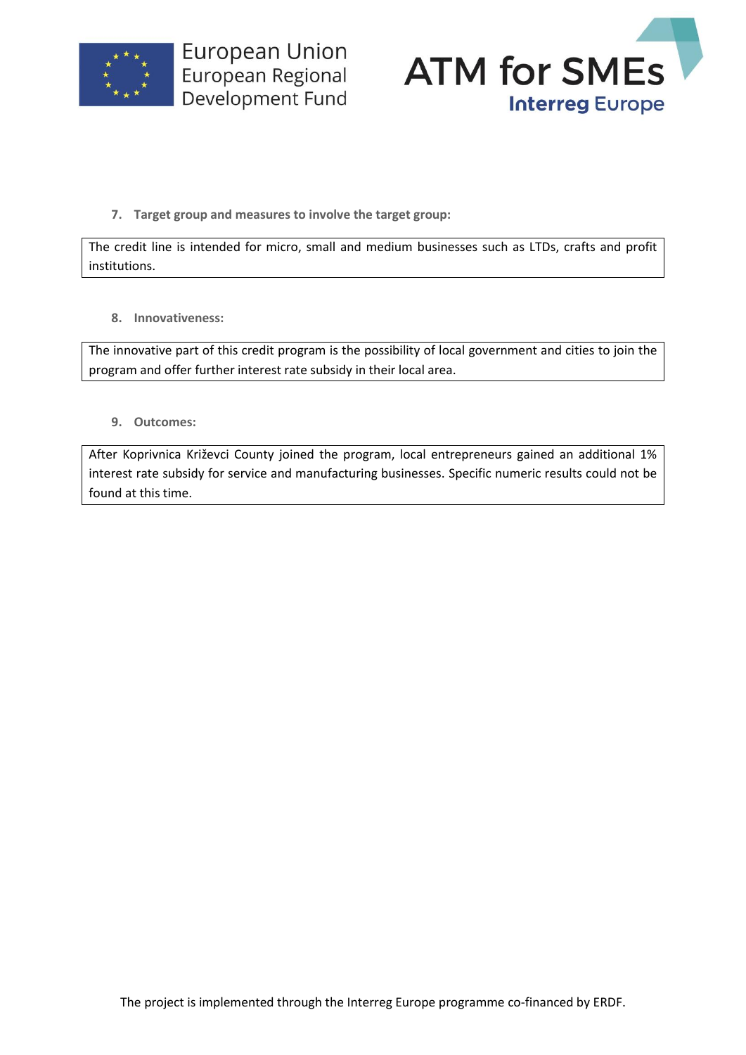7. **Target group and measures to involve the target group:**

| |
|---|
| The credit line is intended for micro, small and medium businesses such as LTDs, crafts and profit institutions. |

8. **Innovativeness:**

| |
|---|
| The innovative part of this credit program is the possibility of local government and cities to join the program and offer further interest rate subsidy in their local area. |

9. **Outcomes:**

| |
|---|
| After Koprivnica Križevci County joined the program, local entrepreneurs gained an additional 1% interest rate subsidy for service and manufacturing businesses. Specific numeric results could not be found at this time. |